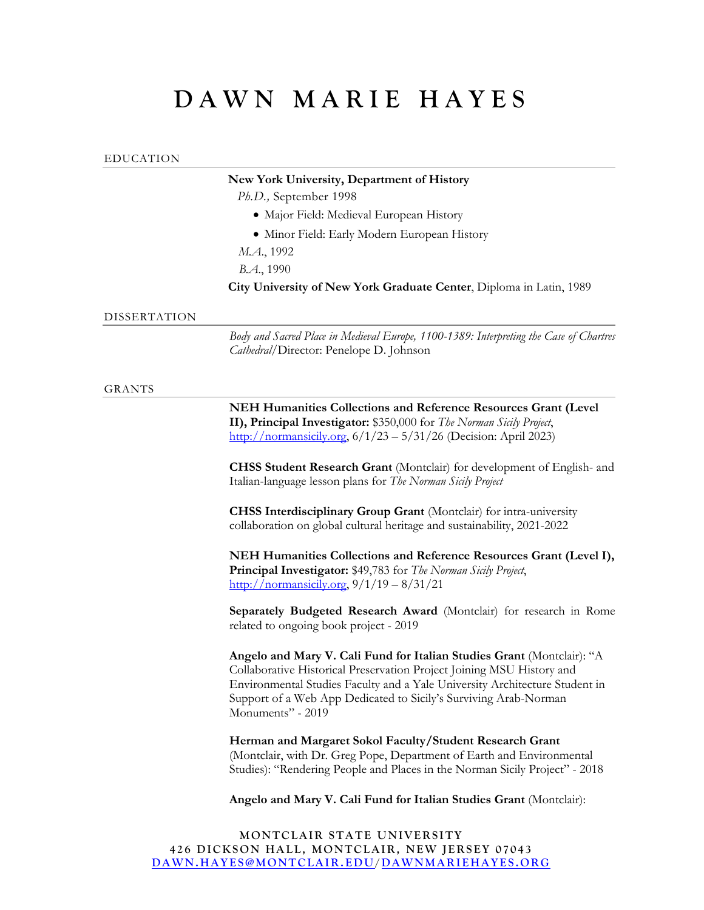# DAWN MARIE HAYES

## EDUCATION

**New York University, Department of History**

*Ph.D.,* September 1998

- Major Field: Medieval European History
- Minor Field: Early Modern European History

*M.A.*, 1992

*B.A.*, 1990

**City University of New York Graduate Center**, Diploma in Latin, 1989

## DISSERTATION

*Body and Sacred Place in Medieval Europe, 1100-1389: Interpreting the Case of Chartres Cathedral*/Director: Penelope D. Johnson

## GRANTS

**NEH Humanities Collections and Reference Resources Grant (Level II), Principal Investigator:** $350,000 for *The Norman Sicily Project*, http://normansicily.org, 6/1/23 – 5/31/26 (Decision: April 2023)

**CHSS Student Research Grant** (Montclair) for development of English- and Italian-language lesson plans for *The Norman Sicily Project*

**CHSS Interdisciplinary Group Grant** (Montclair) for intra-university collaboration on global cultural heritage and sustainability, 2021-2022

**NEH Humanities Collections and Reference Resources Grant (Level I), Principal Investigator:** $49,783 for *The Norman Sicily Project*, http://normansicily.org, 9/1/19 – 8/31/21

**Separately Budgeted Research Award** (Montclair) for research in Rome related to ongoing book project - 2019

**Angelo and Mary V. Cali Fund for Italian Studies Grant** (Montclair): "A Collaborative Historical Preservation Project Joining MSU History and Environmental Studies Faculty and a Yale University Architecture Student in Support of a Web App Dedicated to Sicily's Surviving Arab-Norman Monuments" - 2019

**Herman and Margaret Sokol Faculty/Student Research Grant** (Montclair, with Dr. Greg Pope, Department of Earth and Environmental Studies): "Rendering People and Places in the Norman Sicily Project" - 2018

**Angelo and Mary V. Cali Fund for Italian Studies Grant** (Montclair):

MONTCLAIR STATE UNIVERSITY
426 DICKSON HALL, MONTCLAIR, NEW JERSEY 07043
DAWN.HAYES@MONTCLAIR.EDU/DAWNMARIEHAYES.ORG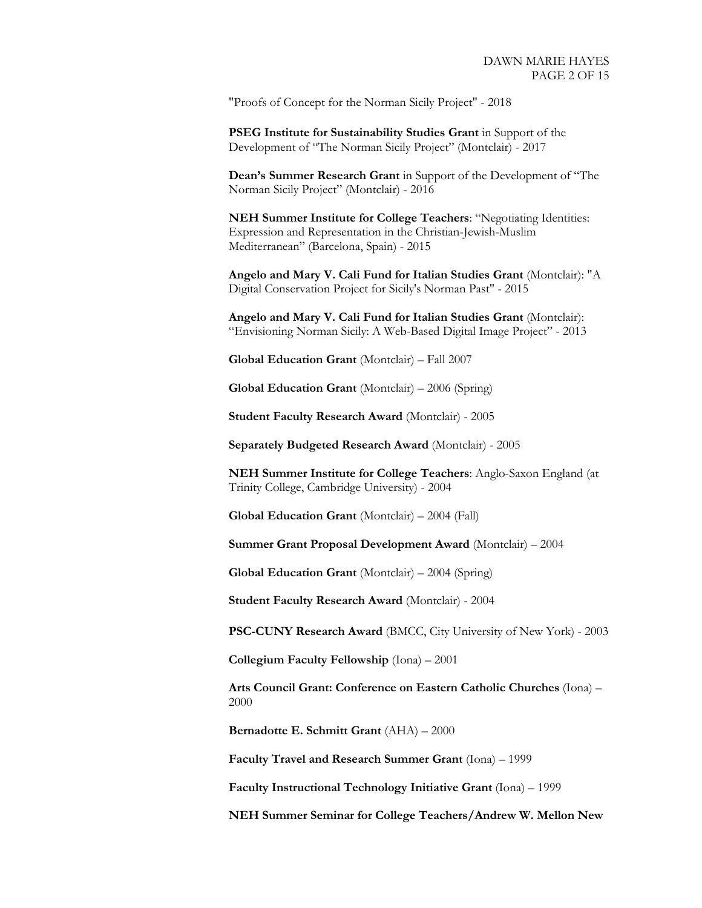"Proofs of Concept for the Norman Sicily Project" - 2018

**PSEG Institute for Sustainability Studies Grant** in Support of the Development of "The Norman Sicily Project" (Montclair) - 2017

**Dean's Summer Research Grant** in Support of the Development of "The Norman Sicily Project" (Montclair) - 2016

**NEH Summer Institute for College Teachers**: "Negotiating Identities: Expression and Representation in the Christian-Jewish-Muslim Mediterranean" (Barcelona, Spain) - 2015

**Angelo and Mary V. Cali Fund for Italian Studies Grant** (Montclair): "A Digital Conservation Project for Sicily's Norman Past" - 2015

**Angelo and Mary V. Cali Fund for Italian Studies Grant** (Montclair): "Envisioning Norman Sicily: A Web-Based Digital Image Project" - 2013

**Global Education Grant** (Montclair) – Fall 2007

**Global Education Grant** (Montclair) – 2006 (Spring)

**Student Faculty Research Award** (Montclair) - 2005

**Separately Budgeted Research Award** (Montclair) - 2005

**NEH Summer Institute for College Teachers**: Anglo-Saxon England (at Trinity College, Cambridge University) - 2004

**Global Education Grant** (Montclair) – 2004 (Fall)

**Summer Grant Proposal Development Award** (Montclair) – 2004

**Global Education Grant** (Montclair) – 2004 (Spring)

**Student Faculty Research Award** (Montclair) - 2004

**PSC-CUNY Research Award** (BMCC, City University of New York) - 2003

**Collegium Faculty Fellowship** (Iona) – 2001

**Arts Council Grant: Conference on Eastern Catholic Churches** (Iona) – 2000

**Bernadotte E. Schmitt Grant** (AHA) – 2000

**Faculty Travel and Research Summer Grant** (Iona) – 1999

**Faculty Instructional Technology Initiative Grant** (Iona) – 1999

**NEH Summer Seminar for College Teachers/Andrew W. Mellon New**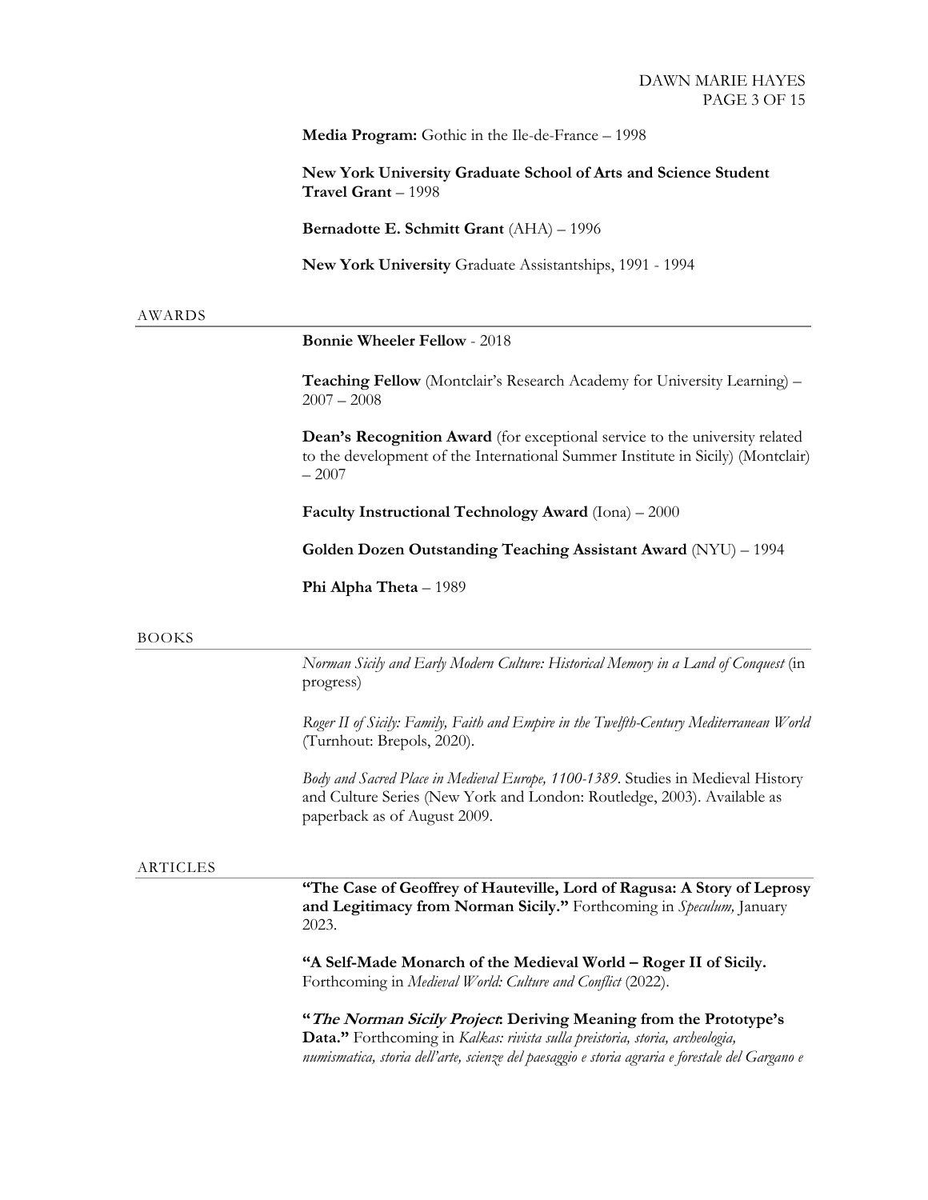**Media Program:** Gothic in the Ile-de-France – 1998

**New York University Graduate School of Arts and Science Student Travel Grant** – 1998

**Bernadotte E. Schmitt Grant** (AHA) – 1996

**New York University** Graduate Assistantships, 1991 - 1994

## AWARDS

**Bonnie Wheeler Fellow** - 2018

**Teaching Fellow** (Montclair's Research Academy for University Learning) – 2007 – 2008

**Dean's Recognition Award** (for exceptional service to the university related to the development of the International Summer Institute in Sicily) (Montclair) – 2007

**Faculty Instructional Technology Award** (Iona) – 2000

**Golden Dozen Outstanding Teaching Assistant Award** (NYU) – 1994

**Phi Alpha Theta** – 1989

## BOOKS

*Norman Sicily and Early Modern Culture: Historical Memory in a Land of Conquest* (in progress)

*Roger II of Sicily: Family, Faith and Empire in the Twelfth-Century Mediterranean World* (Turnhout: Brepols, 2020).

*Body and Sacred Place in Medieval Europe, 1100-1389*. Studies in Medieval History and Culture Series (New York and London: Routledge, 2003). Available as paperback as of August 2009.

## ARTICLES

**"The Case of Geoffrey of Hauteville, Lord of Ragusa: A Story of Leprosy and Legitimacy from Norman Sicily."** Forthcoming in *Speculum,* January 2023.

**"A Self-Made Monarch of the Medieval World – Roger II of Sicily.** Forthcoming in *Medieval World: Culture and Conflict* (2022).

**"*The Norman Sicily Project*: Deriving Meaning from the Prototype's Data."** Forthcoming in *Kalkas: rivista sulla preistoria, storia, archeologia, numismatica, storia dell'arte, scienze del paesaggio e storia agraria e forestale del Gargano e*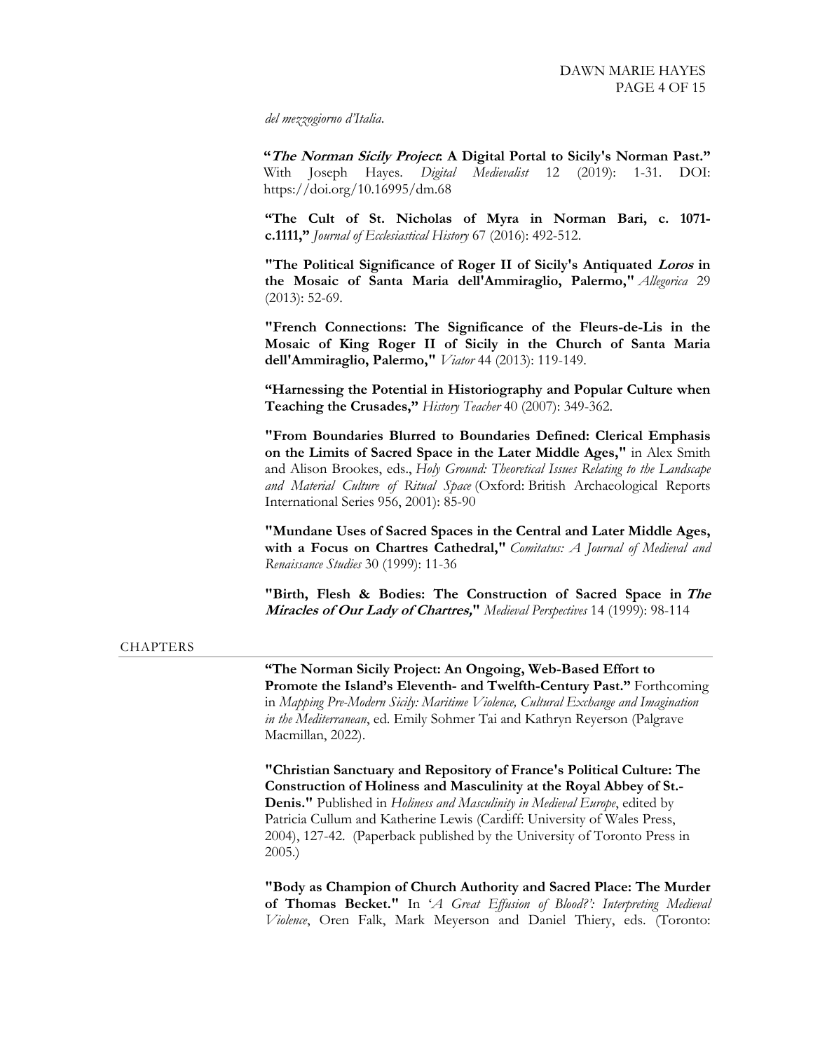*del mezzogiorno d'Italia*.

**"*The Norman Sicily Project*: A Digital Portal to Sicily's Norman Past."** With Joseph Hayes. *Digital Medievalist* 12 (2019): 1-31. DOI: https://doi.org/10.16995/dm.68

**"The Cult of St. Nicholas of Myra in Norman Bari, c. 1071-c.1111,"** *Journal of Ecclesiastical History* 67 (2016): 492-512.

**"The Political Significance of Roger II of Sicily's Antiquated *Loros* in the Mosaic of Santa Maria dell'Ammiraglio, Palermo,"** *Allegorica* 29 (2013): 52-69.

**"French Connections: The Significance of the Fleurs-de-Lis in the Mosaic of King Roger II of Sicily in the Church of Santa Maria dell'Ammiraglio, Palermo,"** *Viator* 44 (2013): 119-149.

**"Harnessing the Potential in Historiography and Popular Culture when Teaching the Crusades,"** *History Teacher* 40 (2007): 349-362.

**"From Boundaries Blurred to Boundaries Defined: Clerical Emphasis on the Limits of Sacred Space in the Later Middle Ages,"** in Alex Smith and Alison Brookes, eds., *Holy Ground: Theoretical Issues Relating to the Landscape and Material Culture of Ritual Space* (Oxford: British Archaeological Reports International Series 956, 2001): 85-90

**"Mundane Uses of Sacred Spaces in the Central and Later Middle Ages, with a Focus on Chartres Cathedral,"** *Comitatus: A Journal of Medieval and Renaissance Studies* 30 (1999): 11-36

**"Birth, Flesh & Bodies: The Construction of Sacred Space in *The Miracles of Our Lady of Chartres,*"** *Medieval Perspectives* 14 (1999): 98-114

## CHAPTERS

**"The Norman Sicily Project: An Ongoing, Web-Based Effort to Promote the Island's Eleventh- and Twelfth-Century Past."** Forthcoming in *Mapping Pre-Modern Sicily: Maritime Violence, Cultural Exchange and Imagination in the Mediterranean*, ed. Emily Sohmer Tai and Kathryn Reyerson (Palgrave Macmillan, 2022).

**"Christian Sanctuary and Repository of France's Political Culture: The Construction of Holiness and Masculinity at the Royal Abbey of St.-Denis."** Published in *Holiness and Masculinity in Medieval Europe*, edited by Patricia Cullum and Katherine Lewis (Cardiff: University of Wales Press, 2004), 127-42. (Paperback published by the University of Toronto Press in 2005.)

**"Body as Champion of Church Authority and Sacred Place: The Murder of Thomas Becket."** In '*A Great Effusion of Blood?': Interpreting Medieval Violence*, Oren Falk, Mark Meyerson and Daniel Thiery, eds. (Toronto: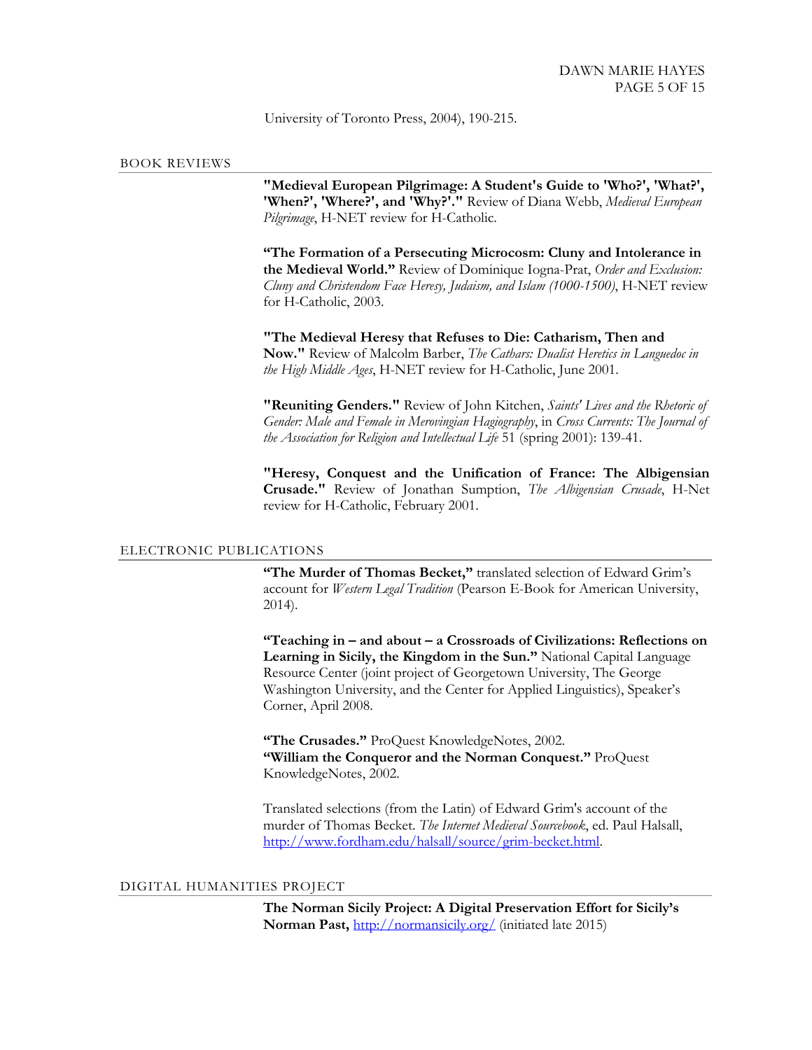University of Toronto Press, 2004), 190-215.

## BOOK REVIEWS

**"Medieval European Pilgrimage: A Student's Guide to 'Who?', 'What?', 'When?', 'Where?', and 'Why?'."** Review of Diana Webb, *Medieval European Pilgrimage*, H-NET review for H-Catholic.

**"The Formation of a Persecuting Microcosm: Cluny and Intolerance in the Medieval World."** Review of Dominique Iogna-Prat, *Order and Exclusion: Cluny and Christendom Face Heresy, Judaism, and Islam (1000-1500)*, H-NET review for H-Catholic, 2003.

**"The Medieval Heresy that Refuses to Die: Catharism, Then and Now."** Review of Malcolm Barber, *The Cathars: Dualist Heretics in Languedoc in the High Middle Ages*, H-NET review for H-Catholic, June 2001.

**"Reuniting Genders."** Review of John Kitchen, *Saints' Lives and the Rhetoric of Gender: Male and Female in Merovingian Hagiography*, in *Cross Currents: The Journal of the Association for Religion and Intellectual Life* 51 (spring 2001): 139-41.

**"Heresy, Conquest and the Unification of France: The Albigensian Crusade."** Review of Jonathan Sumption, *The Albigensian Crusade*, H-Net review for H-Catholic, February 2001.

## ELECTRONIC PUBLICATIONS

**"The Murder of Thomas Becket,"** translated selection of Edward Grim's account for *Western Legal Tradition* (Pearson E-Book for American University, 2014).

**"Teaching in – and about – a Crossroads of Civilizations: Reflections on Learning in Sicily, the Kingdom in the Sun."** National Capital Language Resource Center (joint project of Georgetown University, The George Washington University, and the Center for Applied Linguistics), Speaker's Corner, April 2008.

**"The Crusades."** ProQuest KnowledgeNotes, 2002.
**"William the Conqueror and the Norman Conquest."** ProQuest KnowledgeNotes, 2002.

Translated selections (from the Latin) of Edward Grim's account of the murder of Thomas Becket. *The Internet Medieval Sourcebook*, ed. Paul Halsall, http://www.fordham.edu/halsall/source/grim-becket.html.

## DIGITAL HUMANITIES PROJECT

**The Norman Sicily Project: A Digital Preservation Effort for Sicily's Norman Past,** http://normansicily.org/ (initiated late 2015)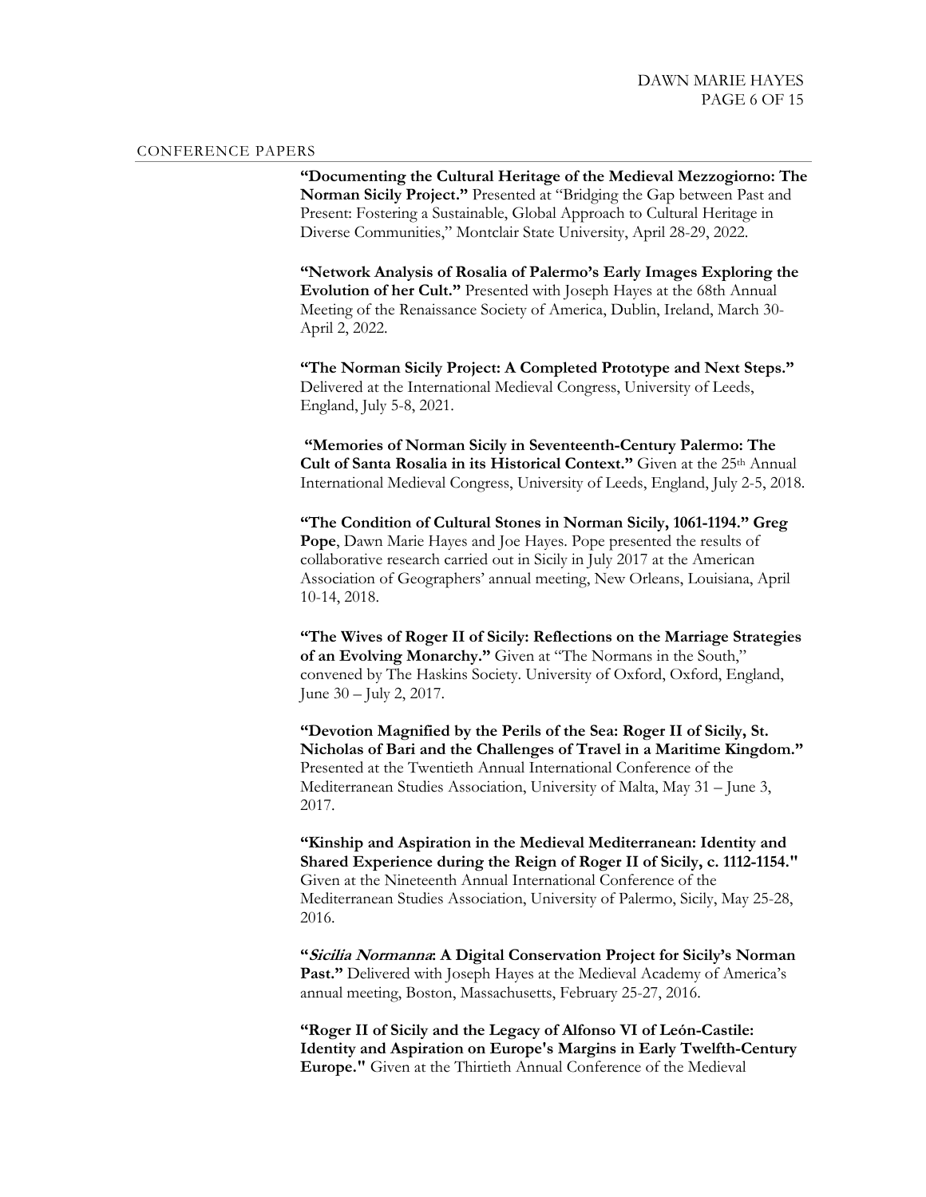## CONFERENCE PAPERS

**"Documenting the Cultural Heritage of the Medieval Mezzogiorno: The Norman Sicily Project."** Presented at "Bridging the Gap between Past and Present: Fostering a Sustainable, Global Approach to Cultural Heritage in Diverse Communities," Montclair State University, April 28-29, 2022.

**"Network Analysis of Rosalia of Palermo's Early Images Exploring the Evolution of her Cult."** Presented with Joseph Hayes at the 68th Annual Meeting of the Renaissance Society of America, Dublin, Ireland, March 30-April 2, 2022.

**"The Norman Sicily Project: A Completed Prototype and Next Steps."** Delivered at the International Medieval Congress, University of Leeds, England, July 5-8, 2021.

**"Memories of Norman Sicily in Seventeenth-Century Palermo: The Cult of Santa Rosalia in its Historical Context."** Given at the 25th Annual International Medieval Congress, University of Leeds, England, July 2-5, 2018.

**"The Condition of Cultural Stones in Norman Sicily, 1061-1194." Greg Pope**, Dawn Marie Hayes and Joe Hayes. Pope presented the results of collaborative research carried out in Sicily in July 2017 at the American Association of Geographers' annual meeting, New Orleans, Louisiana, April 10-14, 2018.

**"The Wives of Roger II of Sicily: Reflections on the Marriage Strategies of an Evolving Monarchy."** Given at "The Normans in the South," convened by The Haskins Society. University of Oxford, Oxford, England, June 30 – July 2, 2017.

**"Devotion Magnified by the Perils of the Sea: Roger II of Sicily, St. Nicholas of Bari and the Challenges of Travel in a Maritime Kingdom."** Presented at the Twentieth Annual International Conference of the Mediterranean Studies Association, University of Malta, May 31 – June 3, 2017.

**"Kinship and Aspiration in the Medieval Mediterranean: Identity and Shared Experience during the Reign of Roger II of Sicily, c. 1112-1154."** Given at the Nineteenth Annual International Conference of the Mediterranean Studies Association, University of Palermo, Sicily, May 25-28, 2016.

**"*Sicilia Normanna*: A Digital Conservation Project for Sicily's Norman Past."** Delivered with Joseph Hayes at the Medieval Academy of America's annual meeting, Boston, Massachusetts, February 25-27, 2016.

**"Roger II of Sicily and the Legacy of Alfonso VI of León-Castile: Identity and Aspiration on Europe's Margins in Early Twelfth-Century Europe."** Given at the Thirtieth Annual Conference of the Medieval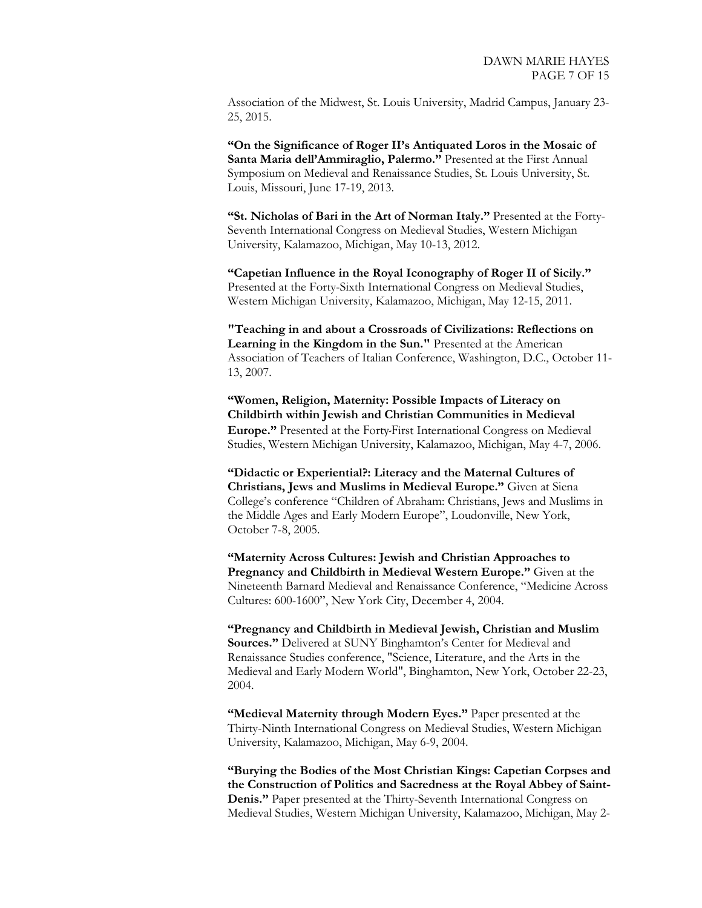Association of the Midwest, St. Louis University, Madrid Campus, January 23-25, 2015.

**"On the Significance of Roger II's Antiquated Loros in the Mosaic of Santa Maria dell'Ammiraglio, Palermo."** Presented at the First Annual Symposium on Medieval and Renaissance Studies, St. Louis University, St. Louis, Missouri, June 17-19, 2013.

**"St. Nicholas of Bari in the Art of Norman Italy."** Presented at the Forty-Seventh International Congress on Medieval Studies, Western Michigan University, Kalamazoo, Michigan, May 10-13, 2012.

**"Capetian Influence in the Royal Iconography of Roger II of Sicily."** Presented at the Forty-Sixth International Congress on Medieval Studies, Western Michigan University, Kalamazoo, Michigan, May 12-15, 2011.

**"Teaching in and about a Crossroads of Civilizations: Reflections on Learning in the Kingdom in the Sun."** Presented at the American Association of Teachers of Italian Conference, Washington, D.C., October 11-13, 2007.

**"Women, Religion, Maternity: Possible Impacts of Literacy on Childbirth within Jewish and Christian Communities in Medieval Europe."** Presented at the Forty-First International Congress on Medieval Studies, Western Michigan University, Kalamazoo, Michigan, May 4-7, 2006.

**"Didactic or Experiential?: Literacy and the Maternal Cultures of Christians, Jews and Muslims in Medieval Europe."** Given at Siena College's conference "Children of Abraham: Christians, Jews and Muslims in the Middle Ages and Early Modern Europe", Loudonville, New York, October 7-8, 2005.

**"Maternity Across Cultures: Jewish and Christian Approaches to Pregnancy and Childbirth in Medieval Western Europe."** Given at the Nineteenth Barnard Medieval and Renaissance Conference, "Medicine Across Cultures: 600-1600", New York City, December 4, 2004.

**"Pregnancy and Childbirth in Medieval Jewish, Christian and Muslim Sources."** Delivered at SUNY Binghamton's Center for Medieval and Renaissance Studies conference, "Science, Literature, and the Arts in the Medieval and Early Modern World", Binghamton, New York, October 22-23, 2004.

**"Medieval Maternity through Modern Eyes."** Paper presented at the Thirty-Ninth International Congress on Medieval Studies, Western Michigan University, Kalamazoo, Michigan, May 6-9, 2004.

**"Burying the Bodies of the Most Christian Kings: Capetian Corpses and the Construction of Politics and Sacredness at the Royal Abbey of Saint-Denis."** Paper presented at the Thirty-Seventh International Congress on Medieval Studies, Western Michigan University, Kalamazoo, Michigan, May 2-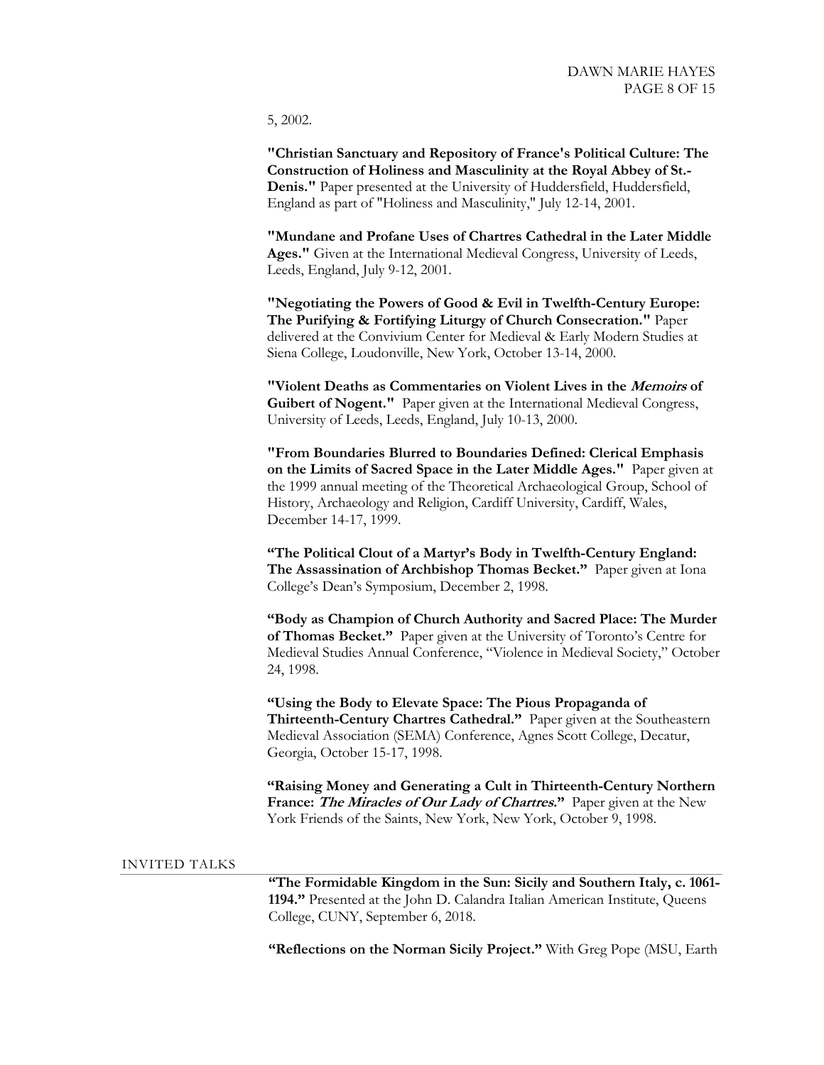5, 2002.

**"Christian Sanctuary and Repository of France's Political Culture: The Construction of Holiness and Masculinity at the Royal Abbey of St.-Denis."** Paper presented at the University of Huddersfield, Huddersfield, England as part of "Holiness and Masculinity," July 12-14, 2001.

**"Mundane and Profane Uses of Chartres Cathedral in the Later Middle Ages."** Given at the International Medieval Congress, University of Leeds, Leeds, England, July 9-12, 2001.

**"Negotiating the Powers of Good & Evil in Twelfth-Century Europe: The Purifying & Fortifying Liturgy of Church Consecration."** Paper delivered at the Convivium Center for Medieval & Early Modern Studies at Siena College, Loudonville, New York, October 13-14, 2000.

**"Violent Deaths as Commentaries on Violent Lives in the *Memoirs* of Guibert of Nogent."** Paper given at the International Medieval Congress, University of Leeds, Leeds, England, July 10-13, 2000.

**"From Boundaries Blurred to Boundaries Defined: Clerical Emphasis on the Limits of Sacred Space in the Later Middle Ages."** Paper given at the 1999 annual meeting of the Theoretical Archaeological Group, School of History, Archaeology and Religion, Cardiff University, Cardiff, Wales, December 14-17, 1999.

**"The Political Clout of a Martyr's Body in Twelfth-Century England: The Assassination of Archbishop Thomas Becket."** Paper given at Iona College's Dean's Symposium, December 2, 1998.

**"Body as Champion of Church Authority and Sacred Place: The Murder of Thomas Becket."** Paper given at the University of Toronto's Centre for Medieval Studies Annual Conference, "Violence in Medieval Society," October 24, 1998.

**"Using the Body to Elevate Space: The Pious Propaganda of Thirteenth-Century Chartres Cathedral."** Paper given at the Southeastern Medieval Association (SEMA) Conference, Agnes Scott College, Decatur, Georgia, October 15-17, 1998.

**"Raising Money and Generating a Cult in Thirteenth-Century Northern France: *The Miracles of Our Lady of Chartres*."** Paper given at the New York Friends of the Saints, New York, New York, October 9, 1998.

## INVITED TALKS

**"The Formidable Kingdom in the Sun: Sicily and Southern Italy, c. 1061-1194."** Presented at the John D. Calandra Italian American Institute, Queens College, CUNY, September 6, 2018.

**"Reflections on the Norman Sicily Project."** With Greg Pope (MSU, Earth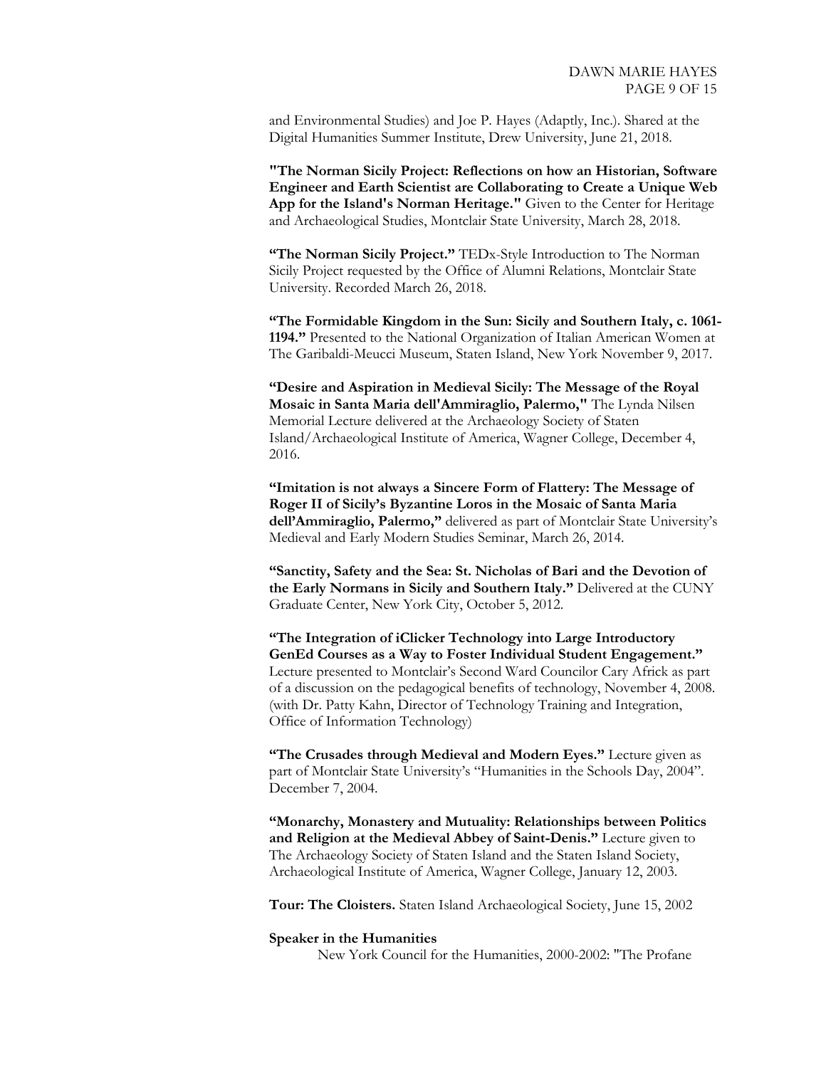and Environmental Studies) and Joe P. Hayes (Adaptly, Inc.). Shared at the Digital Humanities Summer Institute, Drew University, June 21, 2018.

**"The Norman Sicily Project: Reflections on how an Historian, Software Engineer and Earth Scientist are Collaborating to Create a Unique Web App for the Island's Norman Heritage."** Given to the Center for Heritage and Archaeological Studies, Montclair State University, March 28, 2018.

**"The Norman Sicily Project."** TEDx-Style Introduction to The Norman Sicily Project requested by the Office of Alumni Relations, Montclair State University. Recorded March 26, 2018.

**"The Formidable Kingdom in the Sun: Sicily and Southern Italy, c. 1061-1194."** Presented to the National Organization of Italian American Women at The Garibaldi-Meucci Museum, Staten Island, New York November 9, 2017.

**"Desire and Aspiration in Medieval Sicily: The Message of the Royal Mosaic in Santa Maria dell'Ammiraglio, Palermo,"** The Lynda Nilsen Memorial Lecture delivered at the Archaeology Society of Staten Island/Archaeological Institute of America, Wagner College, December 4, 2016.

**"Imitation is not always a Sincere Form of Flattery: The Message of Roger II of Sicily's Byzantine Loros in the Mosaic of Santa Maria dell'Ammiraglio, Palermo,"** delivered as part of Montclair State University's Medieval and Early Modern Studies Seminar, March 26, 2014.

**"Sanctity, Safety and the Sea: St. Nicholas of Bari and the Devotion of the Early Normans in Sicily and Southern Italy."** Delivered at the CUNY Graduate Center, New York City, October 5, 2012.

**"The Integration of iClicker Technology into Large Introductory GenEd Courses as a Way to Foster Individual Student Engagement."** Lecture presented to Montclair's Second Ward Councilor Cary Africk as part of a discussion on the pedagogical benefits of technology, November 4, 2008. (with Dr. Patty Kahn, Director of Technology Training and Integration, Office of Information Technology)

**"The Crusades through Medieval and Modern Eyes."** Lecture given as part of Montclair State University's "Humanities in the Schools Day, 2004". December 7, 2004.

**"Monarchy, Monastery and Mutuality: Relationships between Politics and Religion at the Medieval Abbey of Saint-Denis."** Lecture given to The Archaeology Society of Staten Island and the Staten Island Society, Archaeological Institute of America, Wagner College, January 12, 2003.

**Tour: The Cloisters.** Staten Island Archaeological Society, June 15, 2002

**Speaker in the Humanities**

New York Council for the Humanities, 2000-2002: "The Profane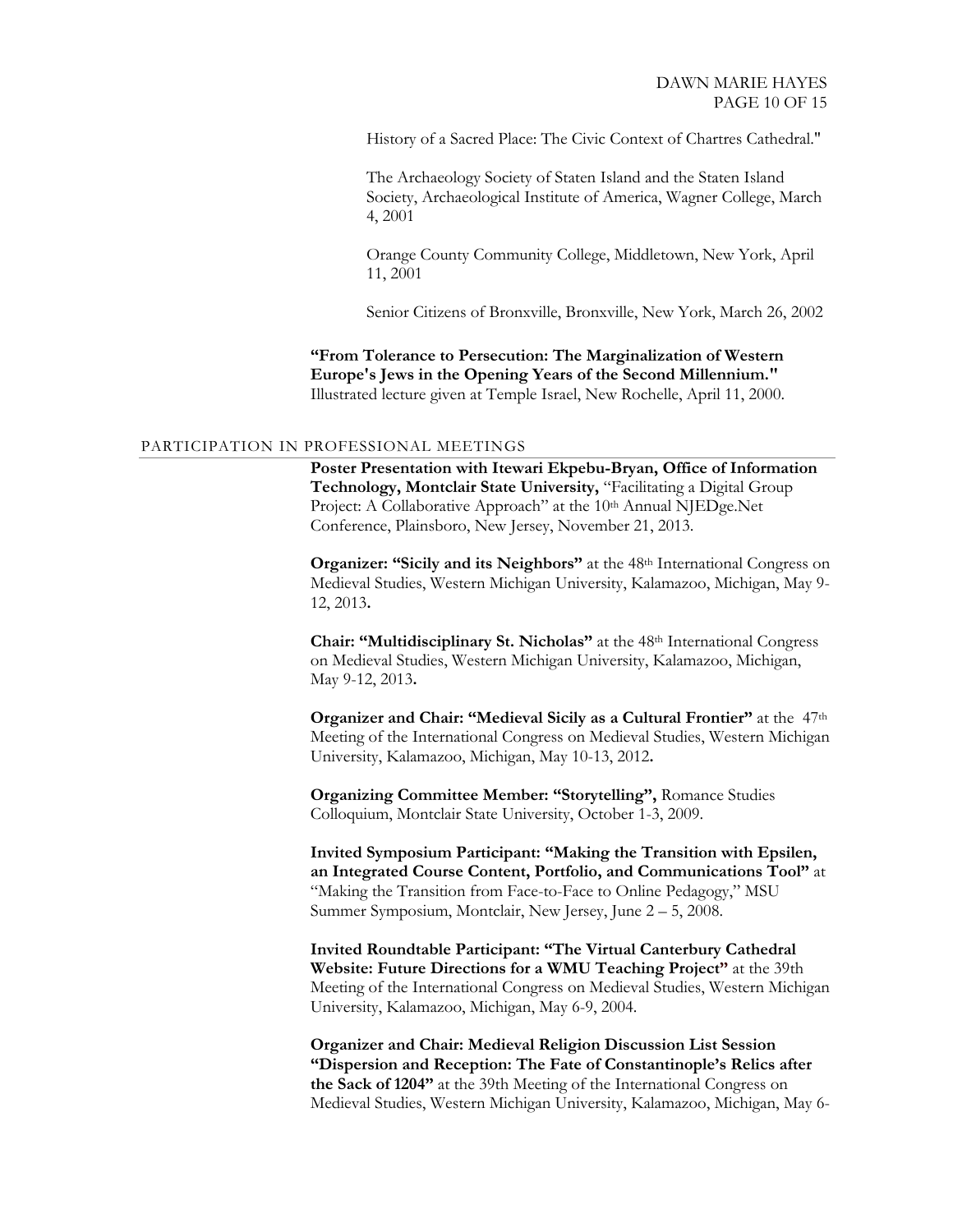History of a Sacred Place: The Civic Context of Chartres Cathedral."

The Archaeology Society of Staten Island and the Staten Island Society, Archaeological Institute of America, Wagner College, March 4, 2001

Orange County Community College, Middletown, New York, April 11, 2001

Senior Citizens of Bronxville, Bronxville, New York, March 26, 2002

**"From Tolerance to Persecution: The Marginalization of Western Europe's Jews in the Opening Years of the Second Millennium."** Illustrated lecture given at Temple Israel, New Rochelle, April 11, 2000.

## PARTICIPATION IN PROFESSIONAL MEETINGS

**Poster Presentation with Itewari Ekpebu-Bryan, Office of Information Technology, Montclair State University,** "Facilitating a Digital Group Project: A Collaborative Approach" at the 10th Annual NJEDge.Net Conference, Plainsboro, New Jersey, November 21, 2013.

**Organizer: "Sicily and its Neighbors"** at the 48th International Congress on Medieval Studies, Western Michigan University, Kalamazoo, Michigan, May 9-12, 2013**.**

**Chair: "Multidisciplinary St. Nicholas"** at the 48th International Congress on Medieval Studies, Western Michigan University, Kalamazoo, Michigan, May 9-12, 2013**.**

**Organizer and Chair: "Medieval Sicily as a Cultural Frontier"** at the 47th Meeting of the International Congress on Medieval Studies, Western Michigan University, Kalamazoo, Michigan, May 10-13, 2012**.**

**Organizing Committee Member: "Storytelling",** Romance Studies Colloquium, Montclair State University, October 1-3, 2009.

**Invited Symposium Participant: "Making the Transition with Epsilen, an Integrated Course Content, Portfolio, and Communications Tool"** at "Making the Transition from Face-to-Face to Online Pedagogy," MSU Summer Symposium, Montclair, New Jersey, June 2 – 5, 2008.

**Invited Roundtable Participant: "The Virtual Canterbury Cathedral Website: Future Directions for a WMU Teaching Project"** at the 39th Meeting of the International Congress on Medieval Studies, Western Michigan University, Kalamazoo, Michigan, May 6-9, 2004.

**Organizer and Chair: Medieval Religion Discussion List Session "Dispersion and Reception: The Fate of Constantinople's Relics after the Sack of 1204"** at the 39th Meeting of the International Congress on Medieval Studies, Western Michigan University, Kalamazoo, Michigan, May 6-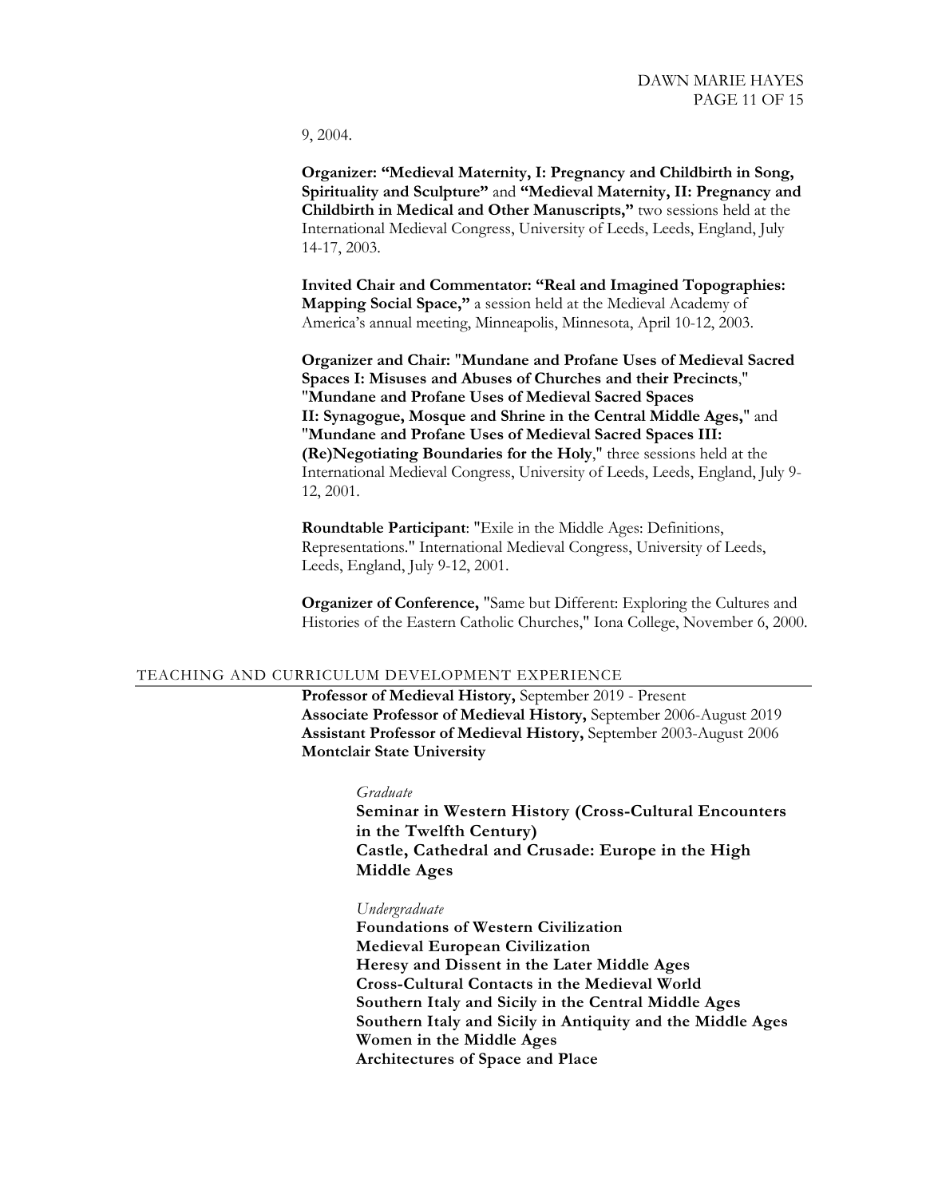9, 2004.

**Organizer: "Medieval Maternity, I: Pregnancy and Childbirth in Song, Spirituality and Sculpture"** and **"Medieval Maternity, II: Pregnancy and Childbirth in Medical and Other Manuscripts,"** two sessions held at the International Medieval Congress, University of Leeds, Leeds, England, July 14-17, 2003.

**Invited Chair and Commentator: "Real and Imagined Topographies: Mapping Social Space,"** a session held at the Medieval Academy of America's annual meeting, Minneapolis, Minnesota, April 10-12, 2003.

**Organizer and Chair:** "**Mundane and Profane Uses of Medieval Sacred Spaces I: Misuses and Abuses of Churches and their Precincts**," "**Mundane and Profane Uses of Medieval Sacred Spaces II: Synagogue, Mosque and Shrine in the Central Middle Ages,**" and "**Mundane and Profane Uses of Medieval Sacred Spaces III: (Re)Negotiating Boundaries for the Holy**," three sessions held at the International Medieval Congress, University of Leeds, Leeds, England, July 9-12, 2001.

**Roundtable Participant**: "Exile in the Middle Ages: Definitions, Representations." International Medieval Congress, University of Leeds, Leeds, England, July 9-12, 2001.

**Organizer of Conference,** "Same but Different: Exploring the Cultures and Histories of the Eastern Catholic Churches," Iona College, November 6, 2000.

## TEACHING AND CURRICULUM DEVELOPMENT EXPERIENCE

**Professor of Medieval History,** September 2019 - Present
**Associate Professor of Medieval History,** September 2006-August 2019
**Assistant Professor of Medieval History,** September 2003-August 2006
**Montclair State University**

*Graduate*

**Seminar in Western History (Cross-Cultural Encounters in the Twelfth Century)**
**Castle, Cathedral and Crusade: Europe in the High Middle Ages**

*Undergraduate*

**Foundations of Western Civilization**
**Medieval European Civilization**
**Heresy and Dissent in the Later Middle Ages**
**Cross-Cultural Contacts in the Medieval World**
**Southern Italy and Sicily in the Central Middle Ages**
**Southern Italy and Sicily in Antiquity and the Middle Ages**
**Women in the Middle Ages**
**Architectures of Space and Place**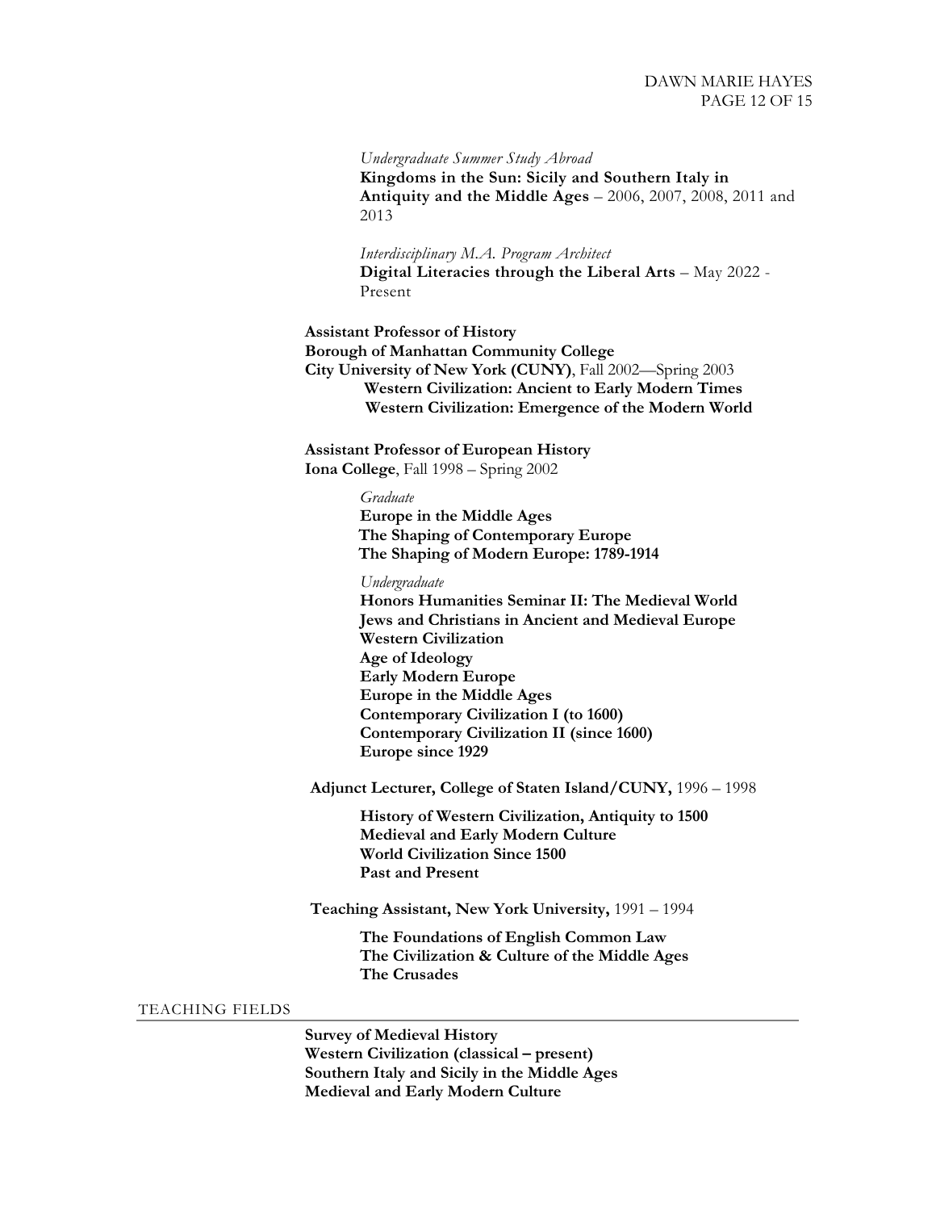*Undergraduate Summer Study Abroad*
**Kingdoms in the Sun: Sicily and Southern Italy in Antiquity and the Middle Ages** – 2006, 2007, 2008, 2011 and 2013

*Interdisciplinary M.A. Program Architect*
**Digital Literacies through the Liberal Arts** – May 2022 - Present

**Assistant Professor of History**
**Borough of Manhattan Community College**
**City University of New York (CUNY)**, Fall 2002—Spring 2003
**Western Civilization: Ancient to Early Modern Times**
**Western Civilization: Emergence of the Modern World**

**Assistant Professor of European History**
**Iona College**, Fall 1998 – Spring 2002

*Graduate*
**Europe in the Middle Ages**
**The Shaping of Contemporary Europe**
**The Shaping of Modern Europe: 1789-1914**

*Undergraduate*
**Honors Humanities Seminar II: The Medieval World**
**Jews and Christians in Ancient and Medieval Europe**
**Western Civilization**
**Age of Ideology**
**Early Modern Europe**
**Europe in the Middle Ages**
**Contemporary Civilization I (to 1600)**
**Contemporary Civilization II (since 1600)**
**Europe since 1929**

**Adjunct Lecturer, College of Staten Island/CUNY,** 1996 – 1998

**History of Western Civilization, Antiquity to 1500**
**Medieval and Early Modern Culture**
**World Civilization Since 1500**
**Past and Present**

**Teaching Assistant, New York University,** 1991 – 1994

**The Foundations of English Common Law**
**The Civilization & Culture of the Middle Ages**
**The Crusades**

## TEACHING FIELDS

**Survey of Medieval History**
**Western Civilization (classical – present)**
**Southern Italy and Sicily in the Middle Ages**
**Medieval and Early Modern Culture**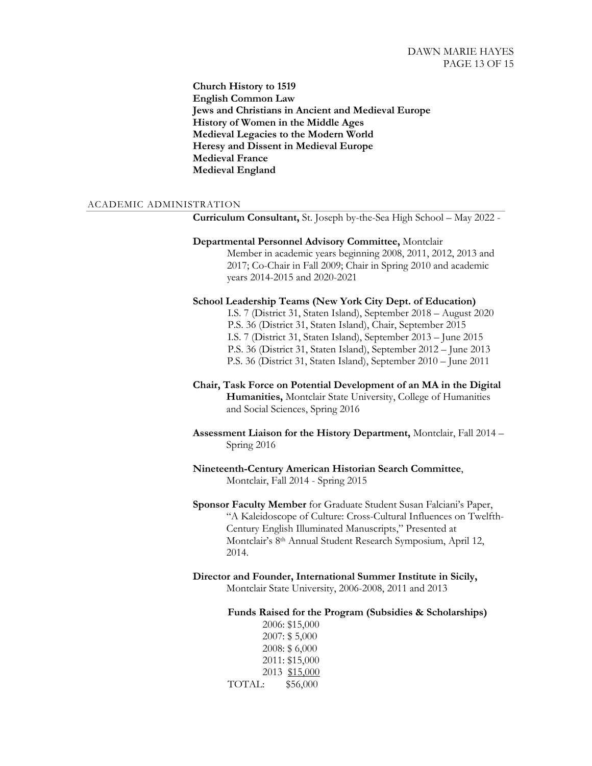**Church History to 1519**
**English Common Law**
**Jews and Christians in Ancient and Medieval Europe**
**History of Women in the Middle Ages**
**Medieval Legacies to the Modern World**
**Heresy and Dissent in Medieval Europe**
**Medieval France**
**Medieval England**

## ACADEMIC ADMINISTRATION

**Curriculum Consultant,** St. Joseph by-the-Sea High School – May 2022 -

**Departmental Personnel Advisory Committee,** Montclair
Member in academic years beginning 2008, 2011, 2012, 2013 and 2017; Co-Chair in Fall 2009; Chair in Spring 2010 and academic years 2014-2015 and 2020-2021

**School Leadership Teams (New York City Dept. of Education)**
I.S. 7 (District 31, Staten Island), September 2018 – August 2020
P.S. 36 (District 31, Staten Island), Chair, September 2015
I.S. 7 (District 31, Staten Island), September 2013 – June 2015
P.S. 36 (District 31, Staten Island), September 2012 – June 2013
P.S. 36 (District 31, Staten Island), September 2010 – June 2011

**Chair, Task Force on Potential Development of an MA in the Digital Humanities,** Montclair State University, College of Humanities and Social Sciences, Spring 2016

**Assessment Liaison for the History Department,** Montclair, Fall 2014 – Spring 2016

**Nineteenth-Century American Historian Search Committee**, Montclair, Fall 2014 - Spring 2015

**Sponsor Faculty Member** for Graduate Student Susan Falciani's Paper, "A Kaleidoscope of Culture: Cross-Cultural Influences on Twelfth-Century English Illuminated Manuscripts," Presented at Montclair's 8th Annual Student Research Symposium, April 12, 2014.

**Director and Founder, International Summer Institute in Sicily,** Montclair State University, 2006-2008, 2011 and 2013

**Funds Raised for the Program (Subsidies & Scholarships)**
2006: $15,000
2007: $ 5,000
2008: $ 6,000
2011: $15,000
2013 $15,000
TOTAL: $56,000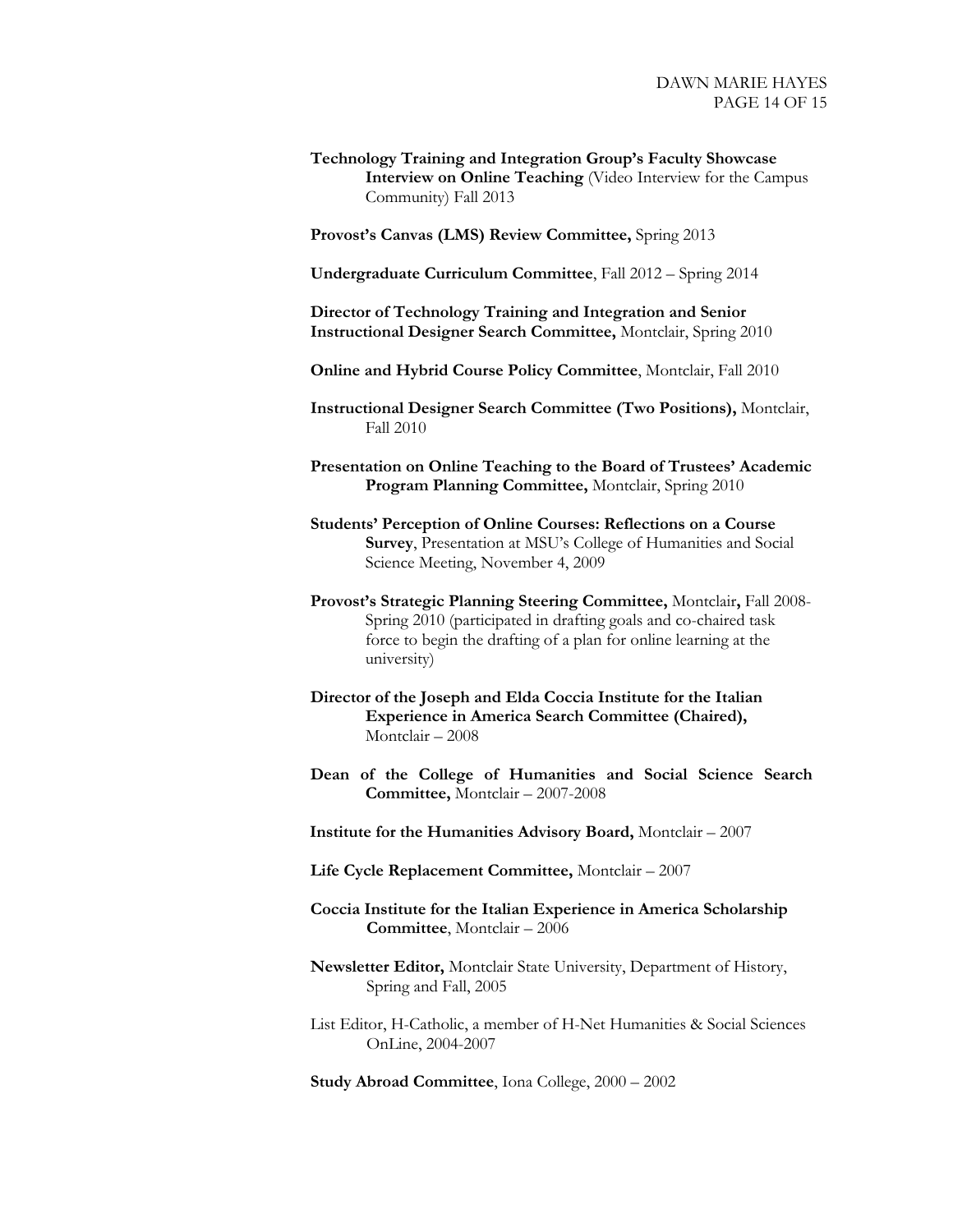**Technology Training and Integration Group's Faculty Showcase Interview on Online Teaching** (Video Interview for the Campus Community) Fall 2013

**Provost's Canvas (LMS) Review Committee,** Spring 2013

**Undergraduate Curriculum Committee**, Fall 2012 – Spring 2014

**Director of Technology Training and Integration and Senior Instructional Designer Search Committee,** Montclair, Spring 2010

**Online and Hybrid Course Policy Committee**, Montclair, Fall 2010

**Instructional Designer Search Committee (Two Positions),** Montclair, Fall 2010

**Presentation on Online Teaching to the Board of Trustees' Academic Program Planning Committee,** Montclair, Spring 2010

**Students' Perception of Online Courses: Reflections on a Course Survey**, Presentation at MSU's College of Humanities and Social Science Meeting, November 4, 2009

**Provost's Strategic Planning Steering Committee,** Montclair**,** Fall 2008-Spring 2010 (participated in drafting goals and co-chaired task force to begin the drafting of a plan for online learning at the university)

**Director of the Joseph and Elda Coccia Institute for the Italian Experience in America Search Committee (Chaired),** Montclair – 2008

**Dean of the College of Humanities and Social Science Search Committee,** Montclair – 2007-2008

**Institute for the Humanities Advisory Board,** Montclair – 2007

**Life Cycle Replacement Committee,** Montclair – 2007

**Coccia Institute for the Italian Experience in America Scholarship Committee**, Montclair – 2006

**Newsletter Editor,** Montclair State University, Department of History, Spring and Fall, 2005

List Editor, H-Catholic, a member of H-Net Humanities & Social Sciences OnLine, 2004-2007

**Study Abroad Committee**, Iona College, 2000 – 2002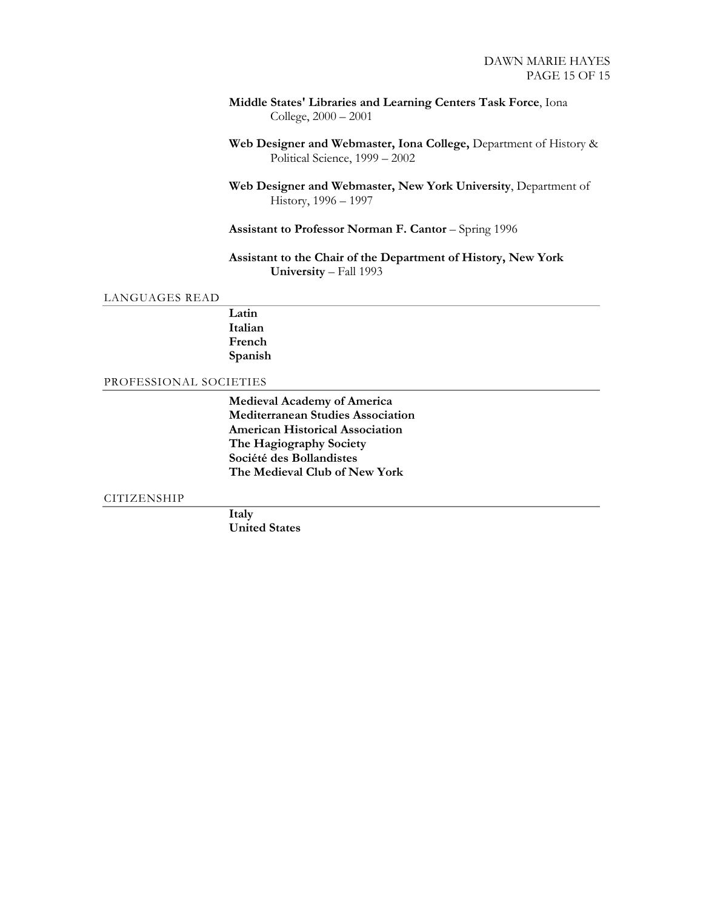**Middle States' Libraries and Learning Centers Task Force**, Iona College, 2000 – 2001

**Web Designer and Webmaster, Iona College,** Department of History & Political Science, 1999 – 2002

**Web Designer and Webmaster, New York University**, Department of History, 1996 – 1997

**Assistant to Professor Norman F. Cantor** – Spring 1996

**Assistant to the Chair of the Department of History, New York University** – Fall 1993

## LANGUAGES READ

**Latin**
**Italian**
**French**
**Spanish**

## PROFESSIONAL SOCIETIES

**Medieval Academy of America**
**Mediterranean Studies Association**
**American Historical Association**
**The Hagiography Society**
**Société des Bollandistes**
**The Medieval Club of New York**

## CITIZENSHIP

**Italy**
**United States**